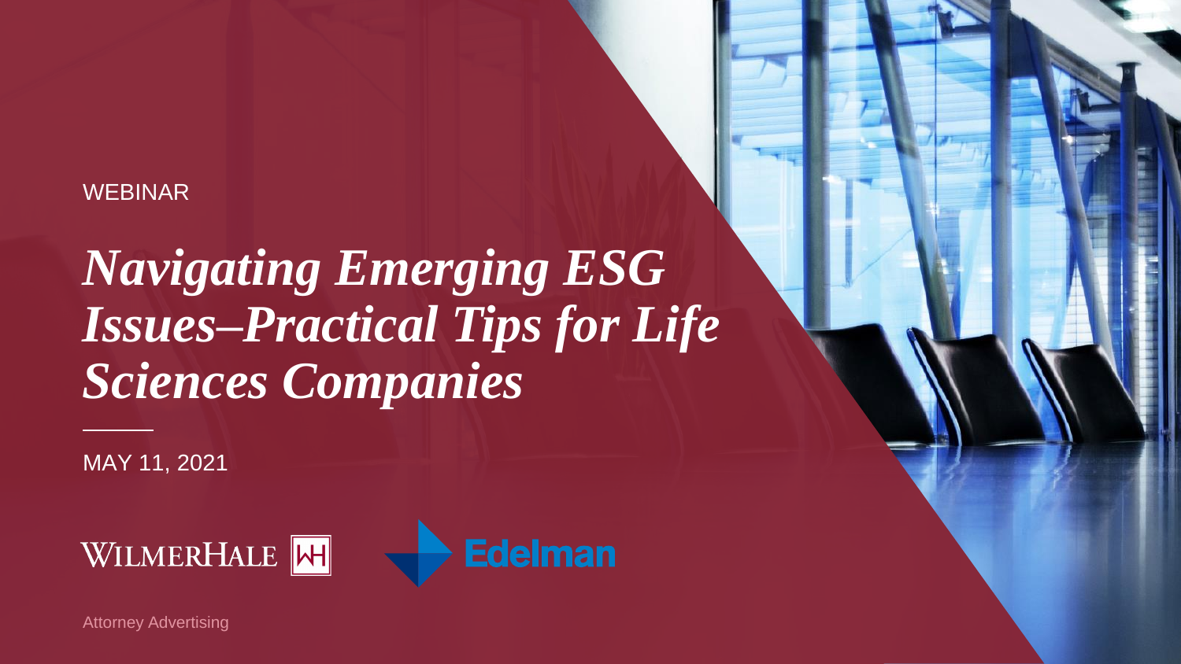WEBINAR

# *Navigating Emerging ESG Issues–Practical Tips for Life Sciences Companies*

MAY 11, 2021

WILMERHALE

Edelman

Attorney Advertising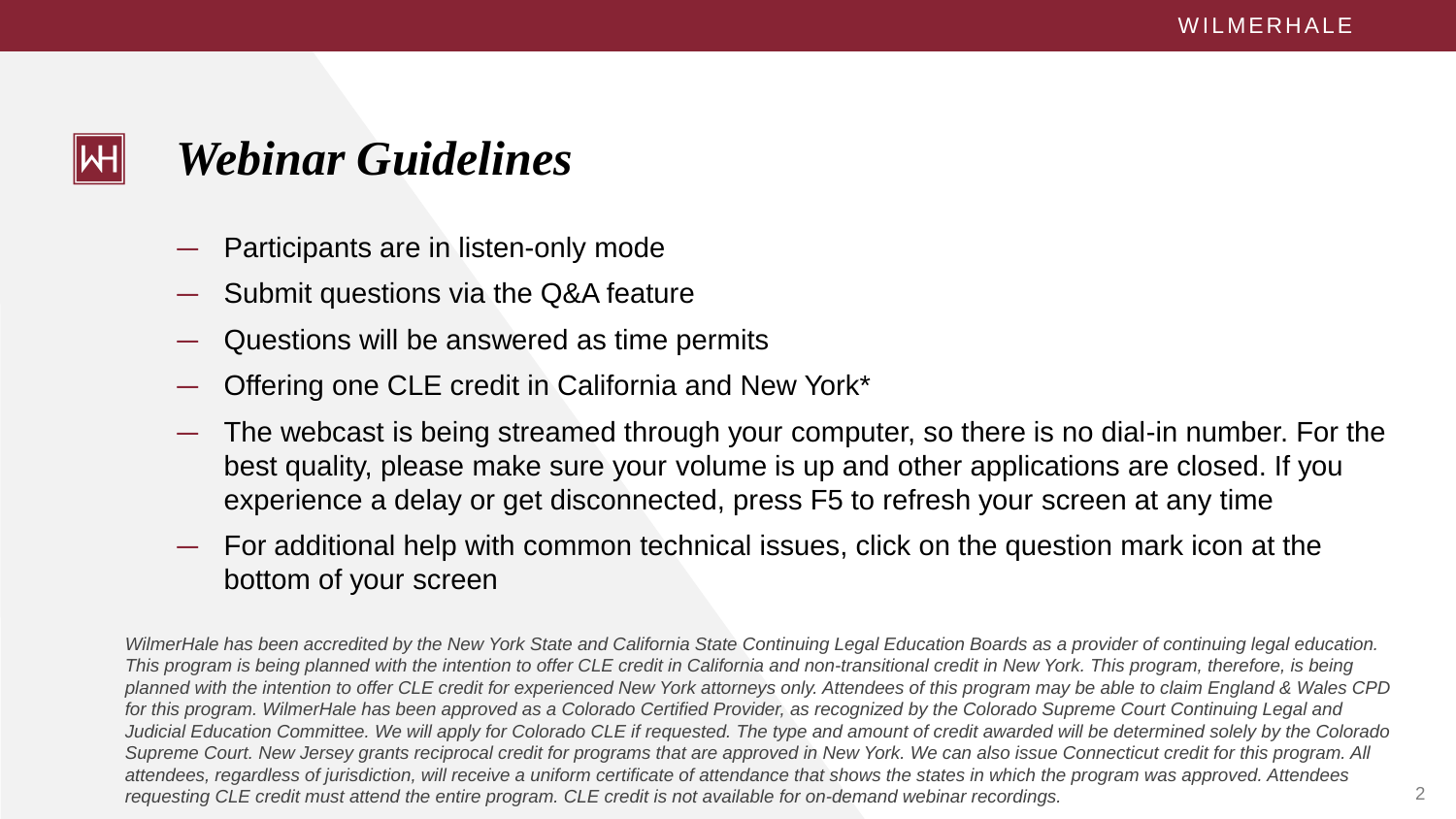# *Webinar Guidelines*

- Participants are in listen-only mode
- Submit questions via the Q&A feature
- Questions will be answered as time permits
- Offering one CLE credit in California and New York*
- The webcast is being streamed through your computer, so there is no dial-in number. For the best quality, please make sure your volume is up and other applications are closed. If you experience a delay or get disconnected, press F5 to refresh your screen at any time
- For additional help with common technical issues, click on the question mark icon at the bottom of your screen

*WilmerHale has been accredited by the New York State and California State Continuing Legal Education Boards as a provider of continuing legal education. This program is being planned with the intention to offer CLE credit in California and non-transitional credit in New York. This program, therefore, is being planned with the intention to offer CLE credit for experienced New York attorneys only. Attendees of this program may be able to claim England & Wales CPD for this program. WilmerHale has been approved as a Colorado Certified Provider, as recognized by the Colorado Supreme Court Continuing Legal and Judicial Education Committee. We will apply for Colorado CLE if requested. The type and amount of credit awarded will be determined solely by the Colorado Supreme Court. New Jersey grants reciprocal credit for programs that are approved in New York. We can also issue Connecticut credit for this program. All attendees, regardless of jurisdiction, will receive a uniform certificate of attendance that shows the states in which the program was approved. Attendees requesting CLE credit must attend the entire program. CLE credit is not available for on-demand webinar recordings.*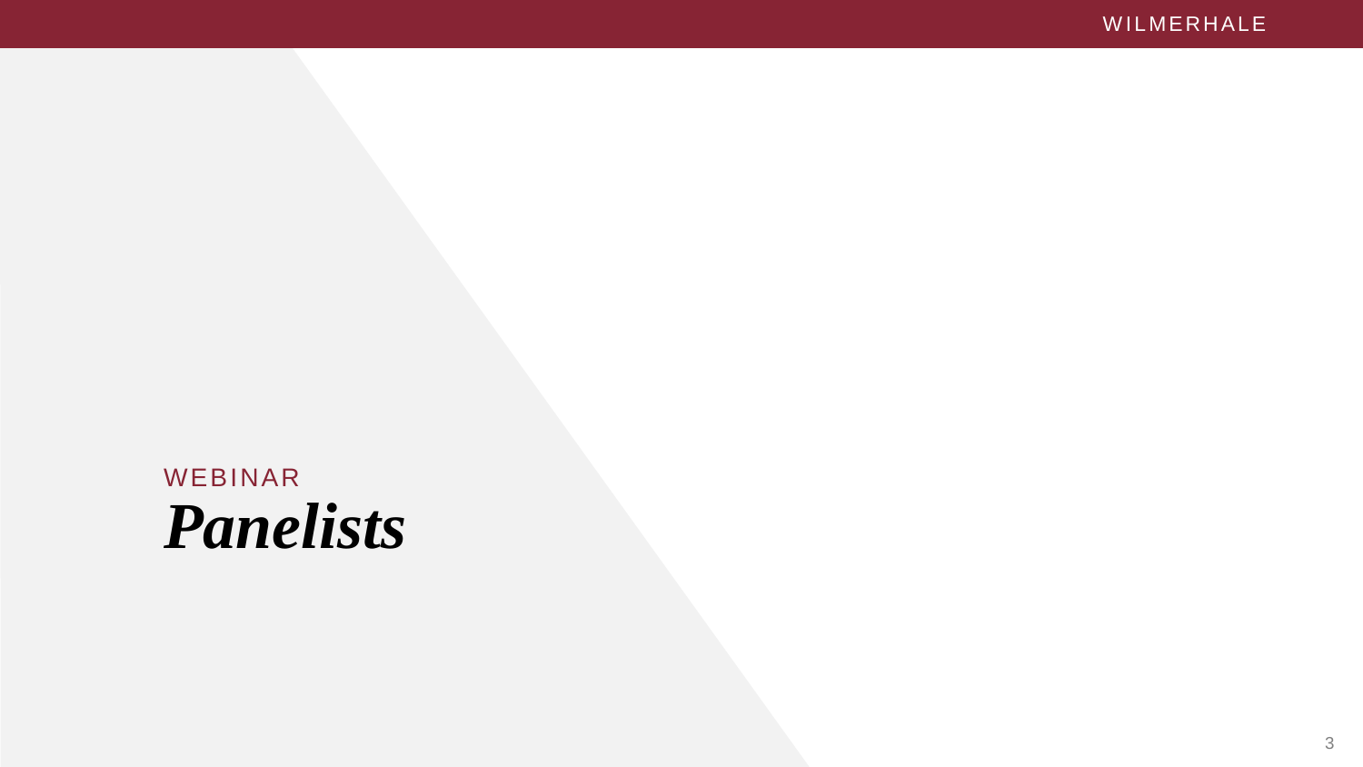WEBINAR

# *Panelists*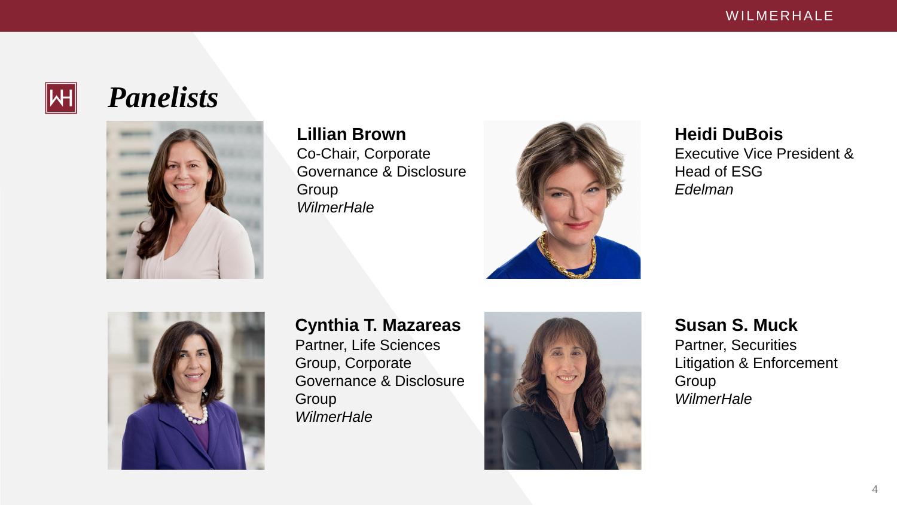# Panelists

**Lillian Brown**
Co-Chair, Corporate Governance & Disclosure Group
*WilmerHale*

**Heidi DuBois**
Executive Vice President & Head of ESG
*Edelman*

**Cynthia T. Mazareas**
Partner, Life Sciences Group, Corporate Governance & Disclosure Group
*WilmerHale*

**Susan S. Muck**
Partner, Securities Litigation & Enforcement Group
*WilmerHale*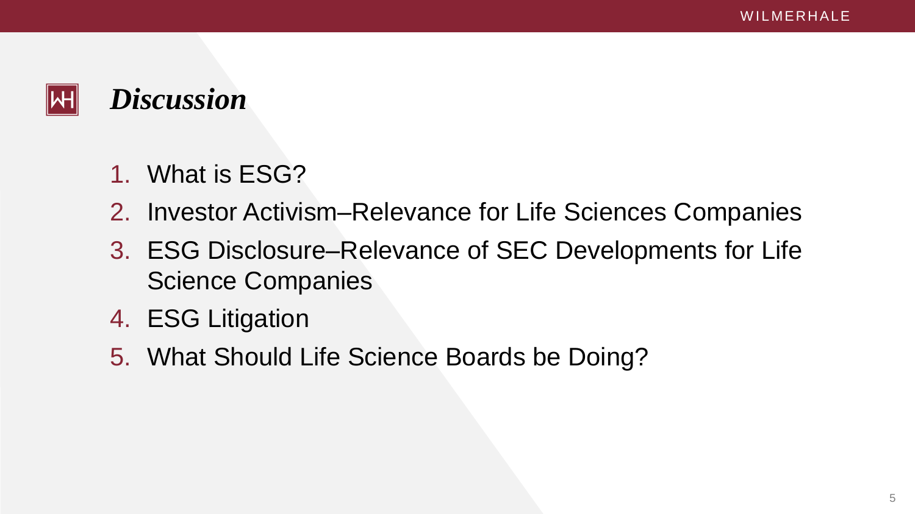# *Discussion*

1. What is ESG?
2. Investor Activism–Relevance for Life Sciences Companies
3. ESG Disclosure–Relevance of SEC Developments for Life Science Companies
4. ESG Litigation
5. What Should Life Science Boards be Doing?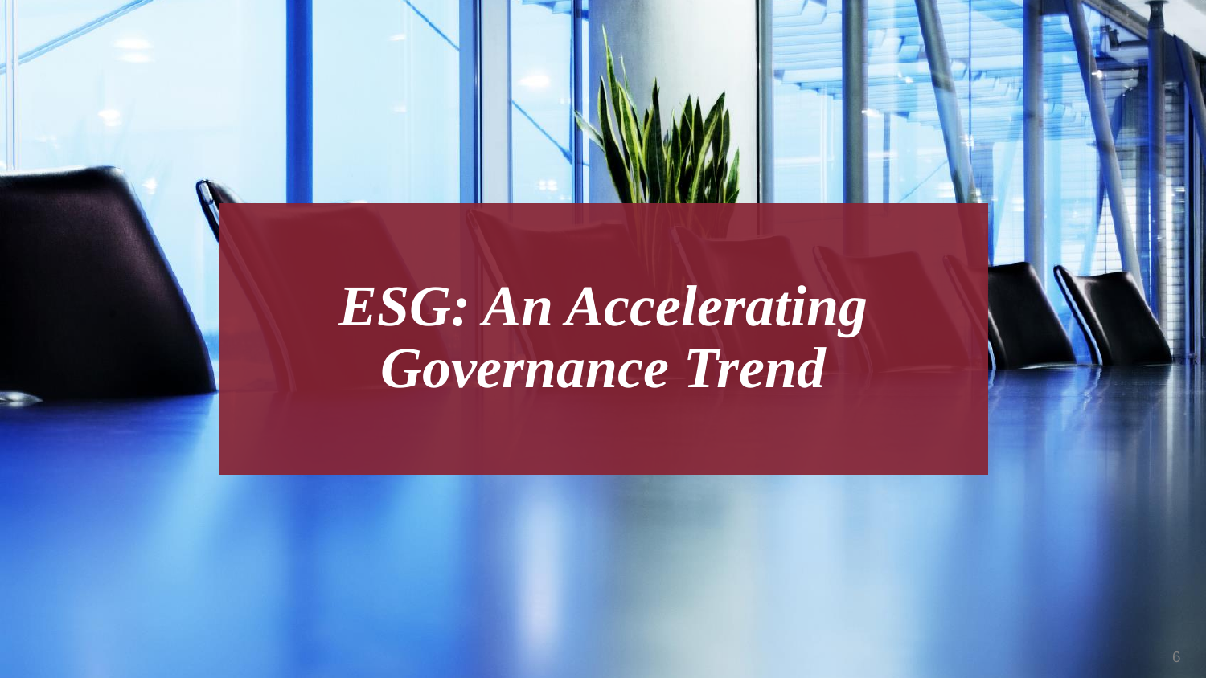# *ESG: An Accelerating Governance Trend*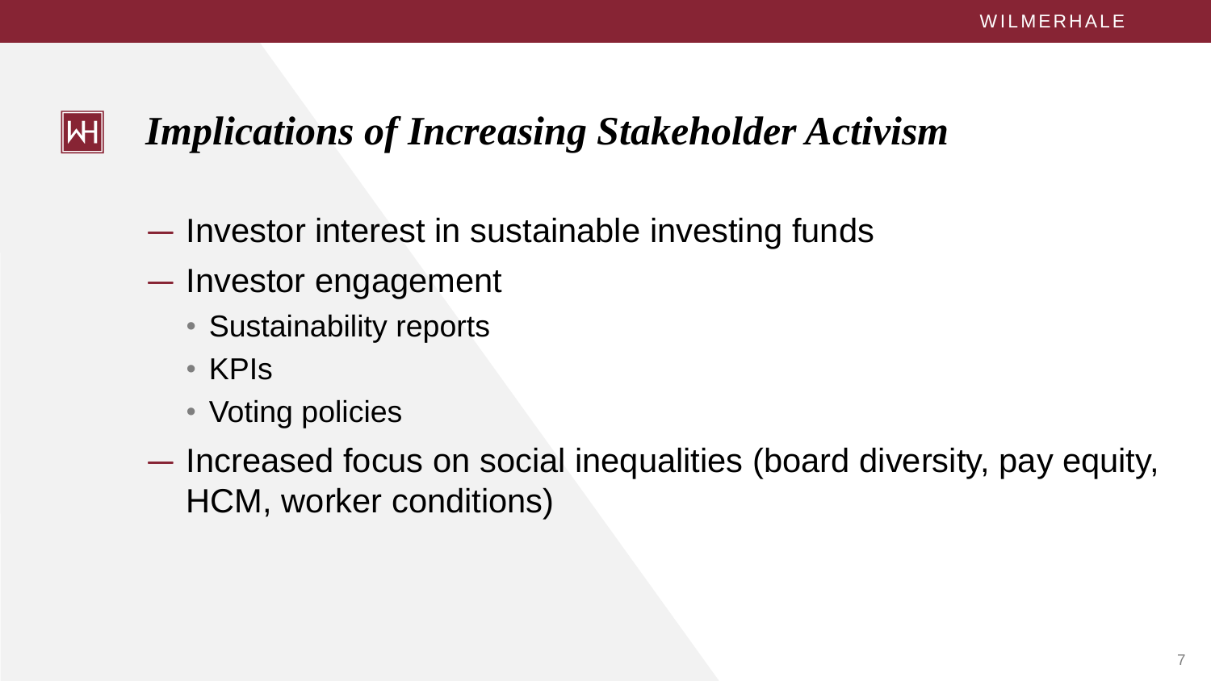## *Implications of Increasing Stakeholder Activism*

- Investor interest in sustainable investing funds
- Investor engagement
  - Sustainability reports
  - KPIs
  - Voting policies
- Increased focus on social inequalities (board diversity, pay equity, HCM, worker conditions)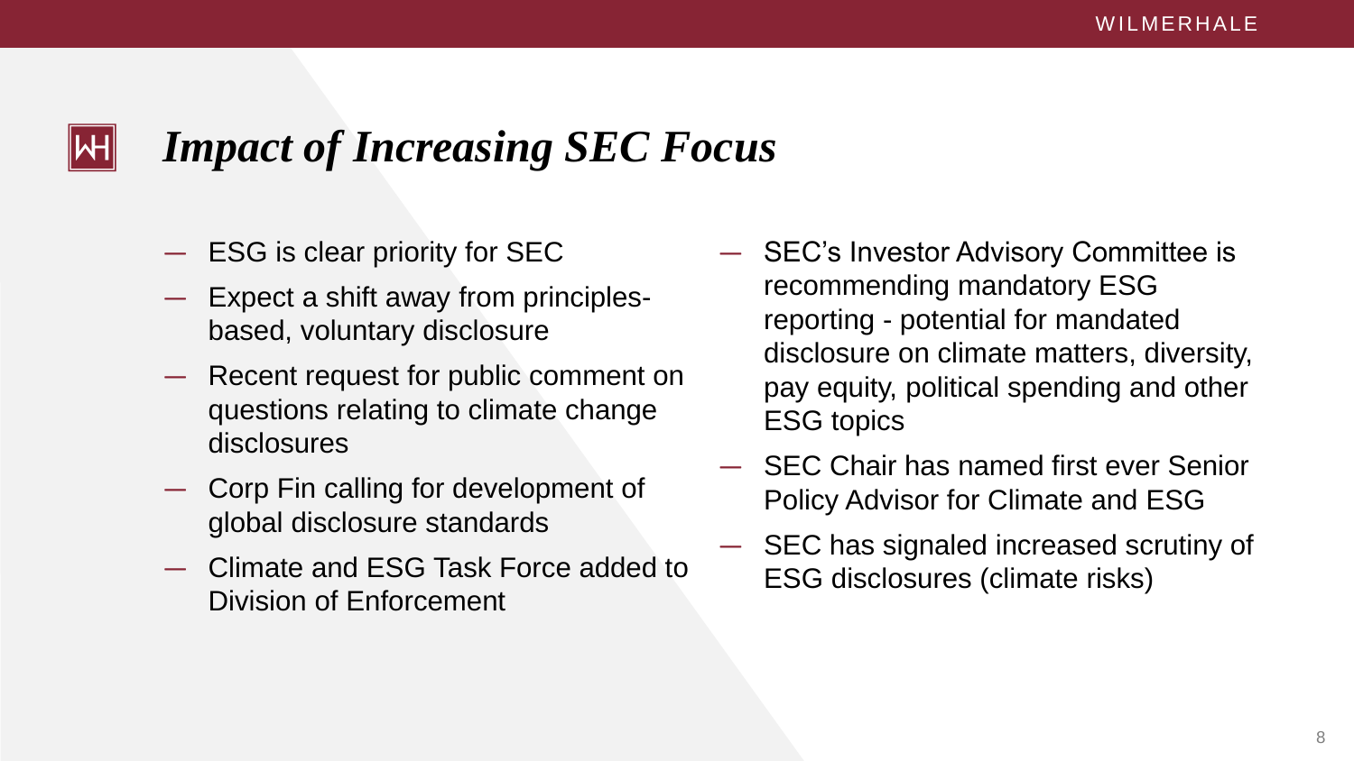# *Impact of Increasing SEC Focus*

- ESG is clear priority for SEC
- Expect a shift away from principles-based, voluntary disclosure
- Recent request for public comment on questions relating to climate change disclosures
- Corp Fin calling for development of global disclosure standards
- Climate and ESG Task Force added to Division of Enforcement
- SEC's Investor Advisory Committee is recommending mandatory ESG reporting - potential for mandated disclosure on climate matters, diversity, pay equity, political spending and other ESG topics
- SEC Chair has named first ever Senior Policy Advisor for Climate and ESG
- SEC has signaled increased scrutiny of ESG disclosures (climate risks)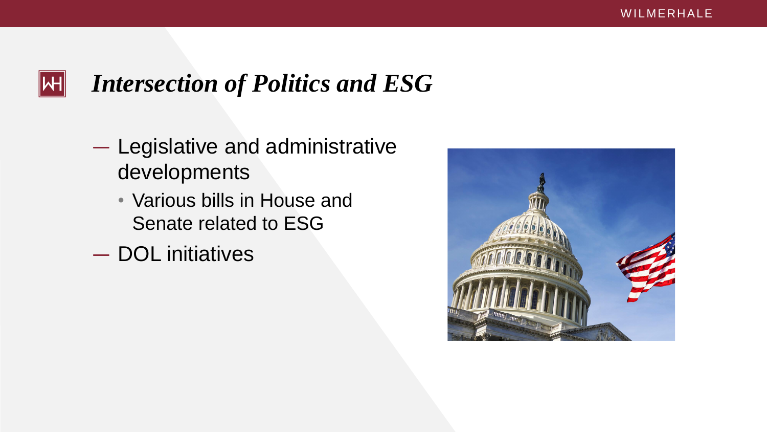# *Intersection of Politics and ESG*

- Legislative and administrative developments
  - Various bills in House and Senate related to ESG
- DOL initiatives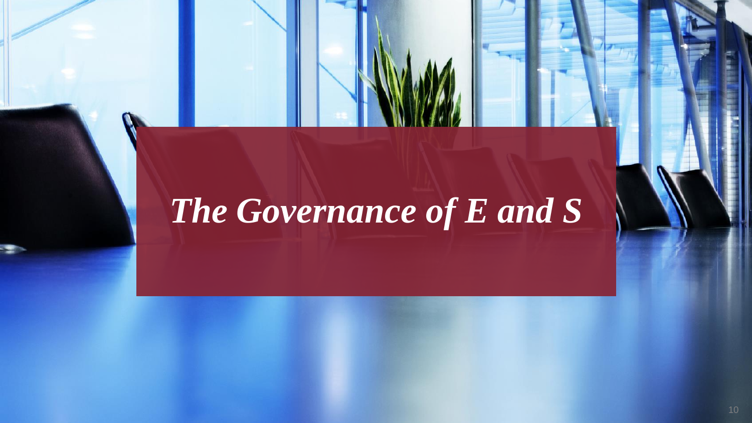# *The Governance of E and S*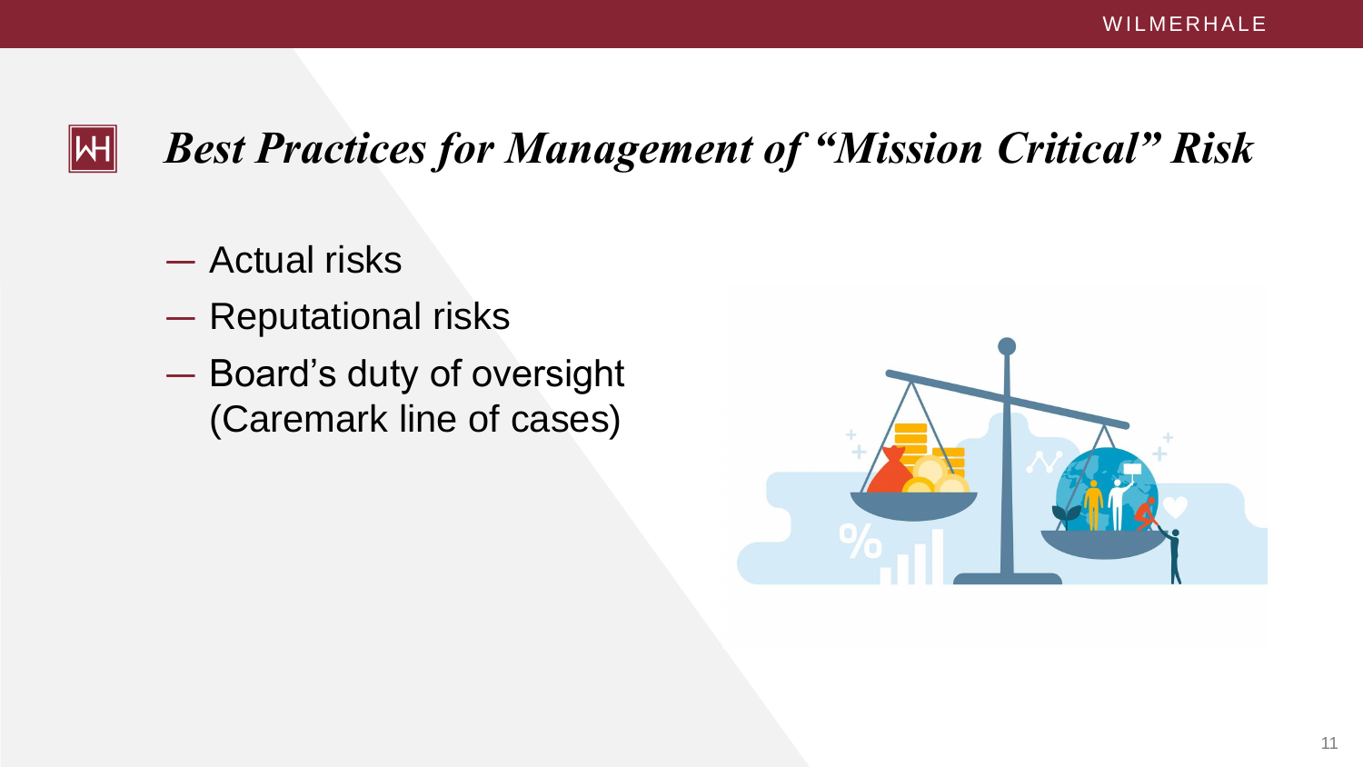# *Best Practices for Management of "Mission Critical" Risk*

- Actual risks
- Reputational risks
- Board's duty of oversight (Caremark line of cases)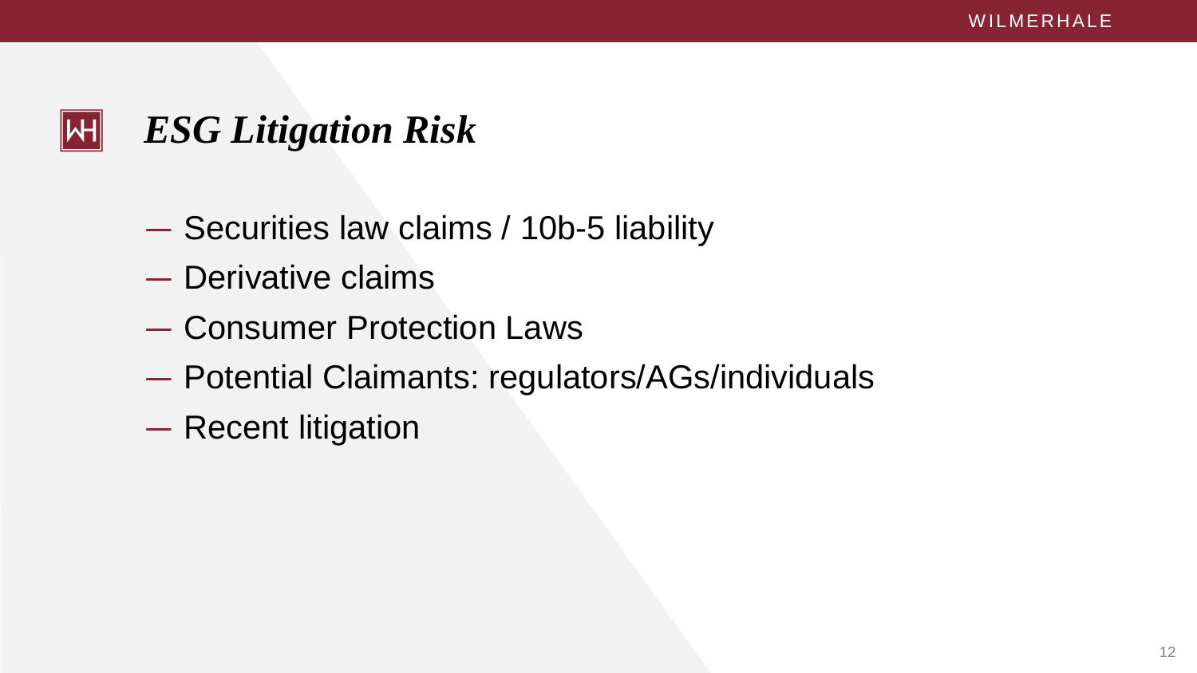# *ESG Litigation Risk*

- Securities law claims / 10b-5 liability
- Derivative claims
- Consumer Protection Laws
- Potential Claimants: regulators/AGs/individuals
- Recent litigation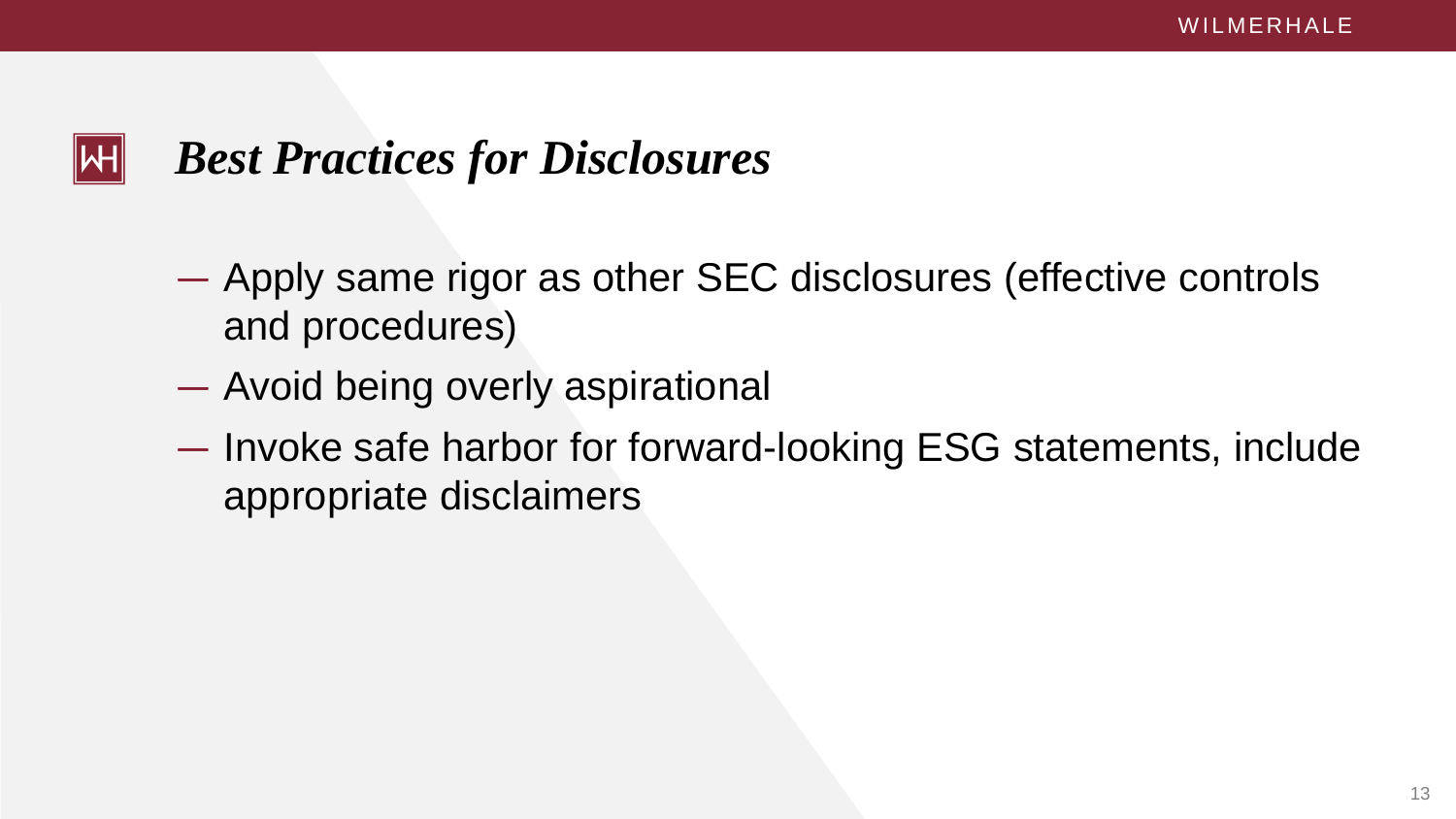## *Best Practices for Disclosures*

- Apply same rigor as other SEC disclosures (effective controls and procedures)
- Avoid being overly aspirational
- Invoke safe harbor for forward-looking ESG statements, include appropriate disclaimers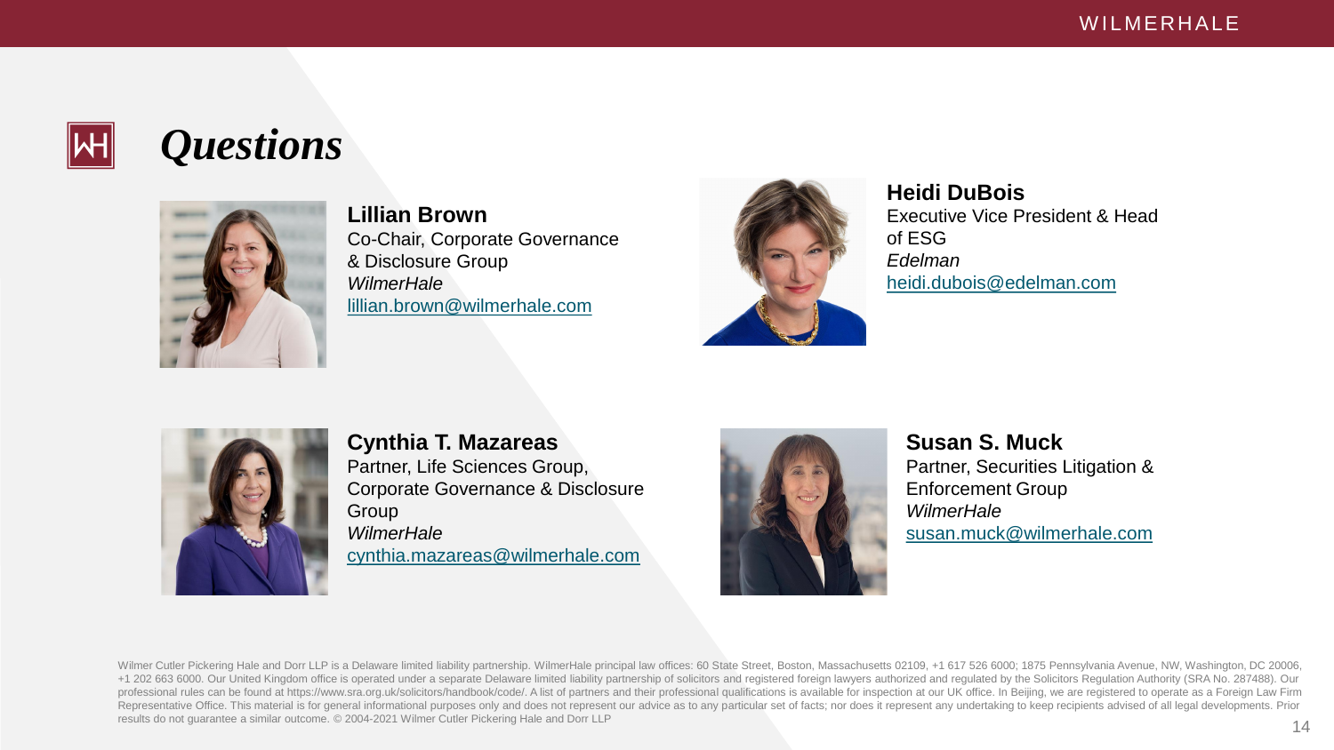# *Questions*

**Lillian Brown**
Co-Chair, Corporate Governance & Disclosure Group
*WilmerHale*
lillian.brown@wilmerhale.com

**Heidi DuBois**
Executive Vice President & Head of ESG
*Edelman*
heidi.dubois@edelman.com

**Cynthia T. Mazareas**
Partner, Life Sciences Group, Corporate Governance & Disclosure Group
*WilmerHale*
cynthia.mazareas@wilmerhale.com

**Susan S. Muck**
Partner, Securities Litigation & Enforcement Group
*WilmerHale*
susan.muck@wilmerhale.com

Wilmer Cutler Pickering Hale and Dorr LLP is a Delaware limited liability partnership. WilmerHale principal law offices: 60 State Street, Boston, Massachusetts 02109, +1 617 526 6000; 1875 Pennsylvania Avenue, NW, Washington, DC 20006, +1 202 663 6000. Our United Kingdom office is operated under a separate Delaware limited liability partnership of solicitors and registered foreign lawyers authorized and regulated by the Solicitors Regulation Authority (SRA No. 287488). Our professional rules can be found at https://www.sra.org.uk/solicitors/handbook/code/. A list of partners and their professional qualifications is available for inspection at our UK office. In Beijing, we are registered to operate as a Foreign Law Firm Representative Office. This material is for general informational purposes only and does not represent our advice as to any particular set of facts; nor does it represent any undertaking to keep recipients advised of all legal developments. Prior results do not guarantee a similar outcome. © 2004-2021 Wilmer Cutler Pickering Hale and Dorr LLP